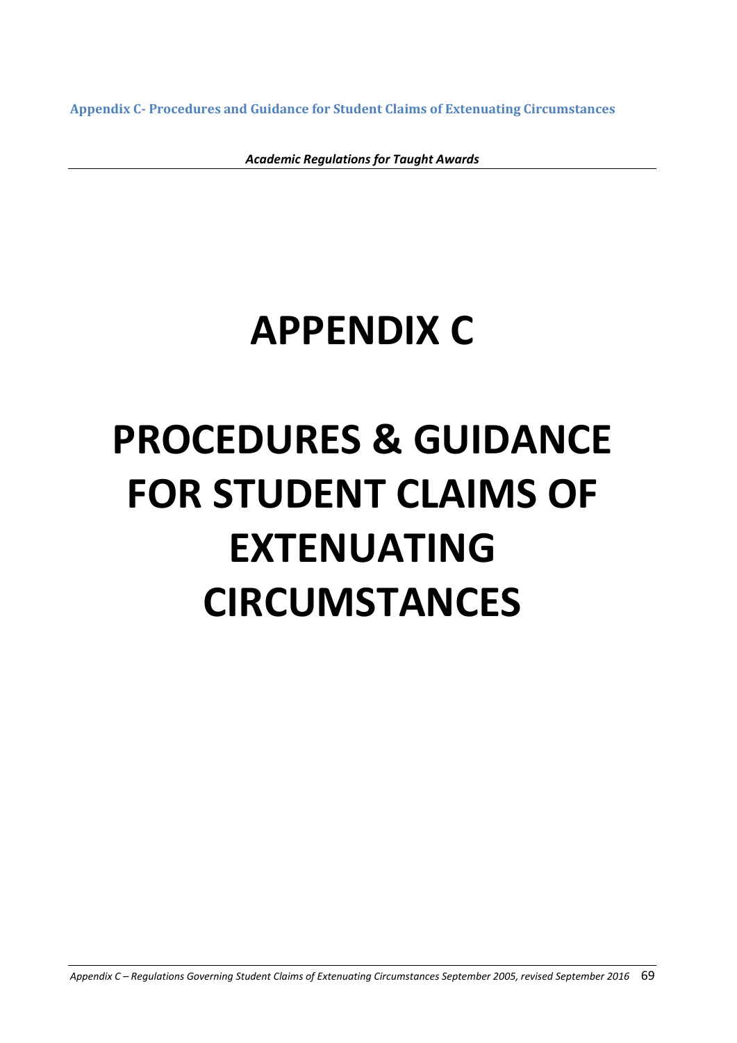# APPENDIX C

# PROCEDURES & GUIDANCE FOR STUDENT CLAIMS OF EXTENUATING CIRCUMSTANCES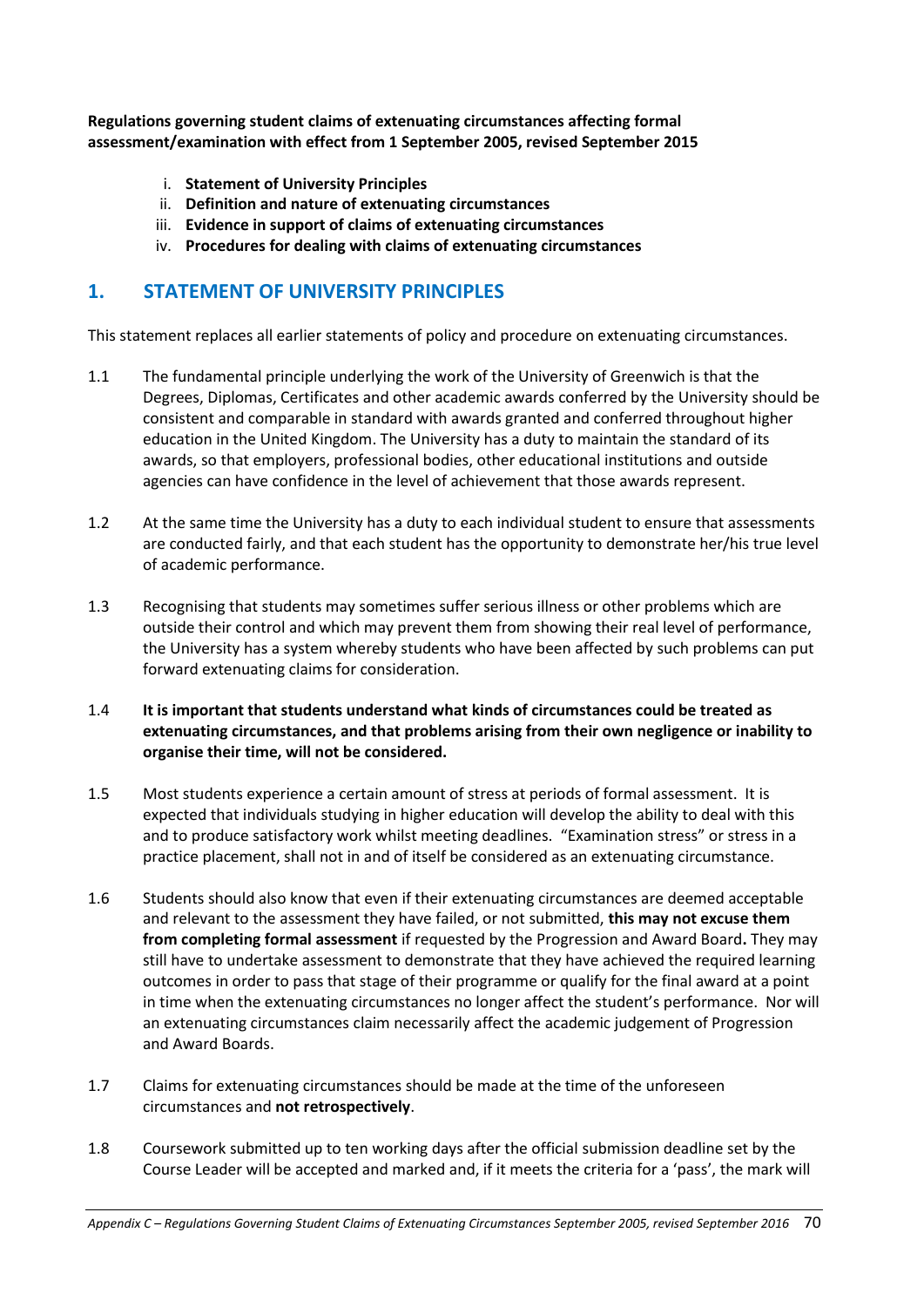**Regulations governing student claims of extenuating circumstances affecting formal assessment/examination with effect from 1 September 2005, revised September 2015**

i. **Statement of University Principles**
ii. **Definition and nature of extenuating circumstances**
iii. **Evidence in support of claims of extenuating circumstances**
iv. **Procedures for dealing with claims of extenuating circumstances**

## 1. STATEMENT OF UNIVERSITY PRINCIPLES

This statement replaces all earlier statements of policy and procedure on extenuating circumstances.

1.1 The fundamental principle underlying the work of the University of Greenwich is that the Degrees, Diplomas, Certificates and other academic awards conferred by the University should be consistent and comparable in standard with awards granted and conferred throughout higher education in the United Kingdom. The University has a duty to maintain the standard of its awards, so that employers, professional bodies, other educational institutions and outside agencies can have confidence in the level of achievement that those awards represent.

1.2 At the same time the University has a duty to each individual student to ensure that assessments are conducted fairly, and that each student has the opportunity to demonstrate her/his true level of academic performance.

1.3 Recognising that students may sometimes suffer serious illness or other problems which are outside their control and which may prevent them from showing their real level of performance, the University has a system whereby students who have been affected by such problems can put forward extenuating claims for consideration.

1.4 **It is important that students understand what kinds of circumstances could be treated as extenuating circumstances, and that problems arising from their own negligence or inability to organise their time, will not be considered.**

1.5 Most students experience a certain amount of stress at periods of formal assessment. It is expected that individuals studying in higher education will develop the ability to deal with this and to produce satisfactory work whilst meeting deadlines. "Examination stress" or stress in a practice placement, shall not in and of itself be considered as an extenuating circumstance.

1.6 Students should also know that even if their extenuating circumstances are deemed acceptable and relevant to the assessment they have failed, or not submitted, **this may not excuse them from completing formal assessment** if requested by the Progression and Award Board**.** They may still have to undertake assessment to demonstrate that they have achieved the required learning outcomes in order to pass that stage of their programme or qualify for the final award at a point in time when the extenuating circumstances no longer affect the student's performance. Nor will an extenuating circumstances claim necessarily affect the academic judgement of Progression and Award Boards.

1.7 Claims for extenuating circumstances should be made at the time of the unforeseen circumstances and **not retrospectively**.

1.8 Coursework submitted up to ten working days after the official submission deadline set by the Course Leader will be accepted and marked and, if it meets the criteria for a 'pass', the mark will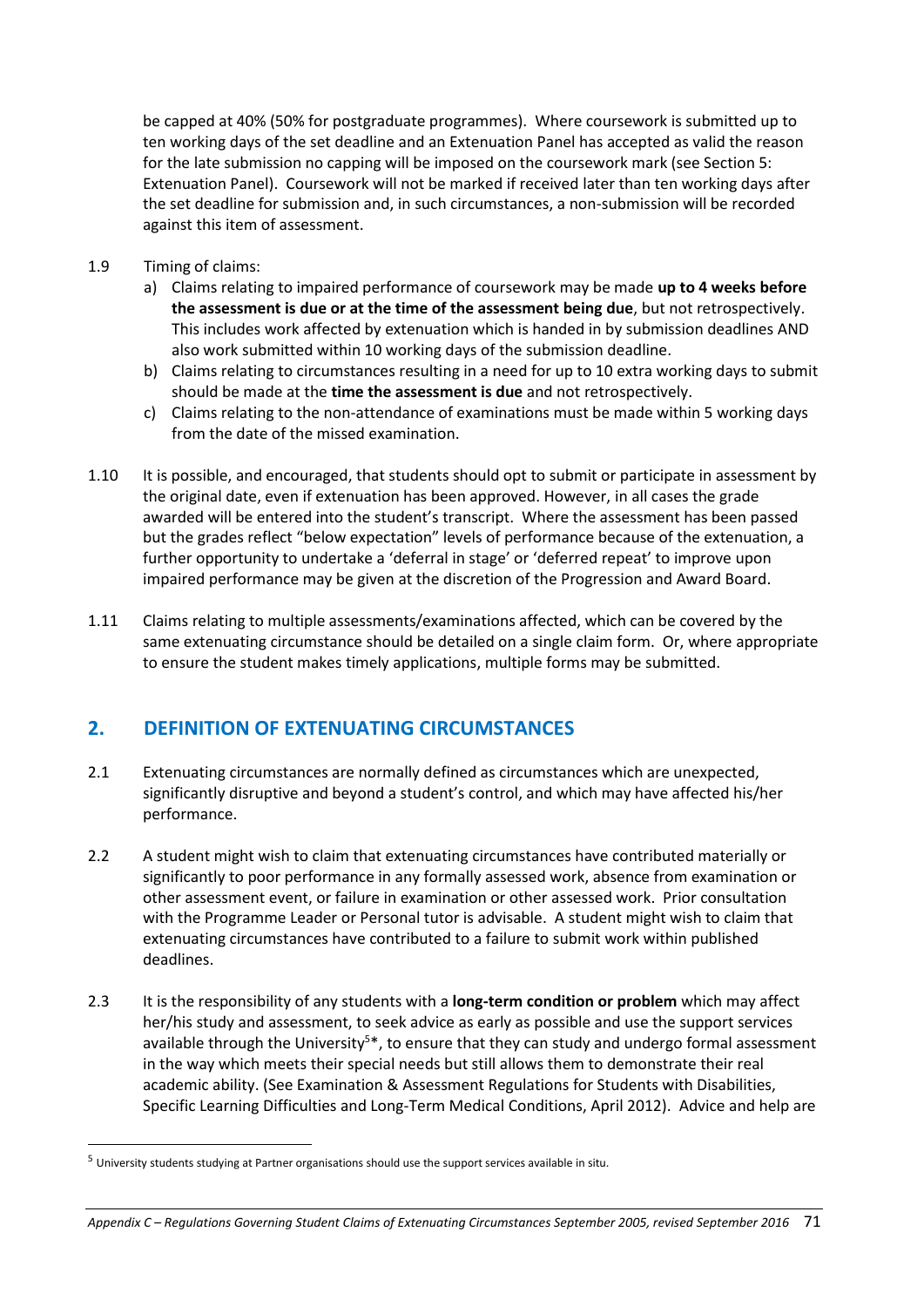be capped at 40% (50% for postgraduate programmes). Where coursework is submitted up to ten working days of the set deadline and an Extenuation Panel has accepted as valid the reason for the late submission no capping will be imposed on the coursework mark (see Section 5: Extenuation Panel). Coursework will not be marked if received later than ten working days after the set deadline for submission and, in such circumstances, a non-submission will be recorded against this item of assessment.

1.9 Timing of claims:

a) Claims relating to impaired performance of coursework may be made **up to 4 weeks before the assessment is due or at the time of the assessment being due**, but not retrospectively. This includes work affected by extenuation which is handed in by submission deadlines AND also work submitted within 10 working days of the submission deadline.

b) Claims relating to circumstances resulting in a need for up to 10 extra working days to submit should be made at the **time the assessment is due** and not retrospectively.

c) Claims relating to the non-attendance of examinations must be made within 5 working days from the date of the missed examination.

1.10 It is possible, and encouraged, that students should opt to submit or participate in assessment by the original date, even if extenuation has been approved. However, in all cases the grade awarded will be entered into the student's transcript. Where the assessment has been passed but the grades reflect "below expectation" levels of performance because of the extenuation, a further opportunity to undertake a 'deferral in stage' or 'deferred repeat' to improve upon impaired performance may be given at the discretion of the Progression and Award Board.

1.11 Claims relating to multiple assessments/examinations affected, which can be covered by the same extenuating circumstance should be detailed on a single claim form. Or, where appropriate to ensure the student makes timely applications, multiple forms may be submitted.

## 2. DEFINITION OF EXTENUATING CIRCUMSTANCES

2.1 Extenuating circumstances are normally defined as circumstances which are unexpected, significantly disruptive and beyond a student's control, and which may have affected his/her performance.

2.2 A student might wish to claim that extenuating circumstances have contributed materially or significantly to poor performance in any formally assessed work, absence from examination or other assessment event, or failure in examination or other assessed work. Prior consultation with the Programme Leader or Personal tutor is advisable. A student might wish to claim that extenuating circumstances have contributed to a failure to submit work within published deadlines.

2.3 It is the responsibility of any students with a **long-term condition or problem** which may affect her/his study and assessment, to seek advice as early as possible and use the support services available through the University[5]*, to ensure that they can study and undergo formal assessment in the way which meets their special needs but still allows them to demonstrate their real academic ability. (See Examination & Assessment Regulations for Students with Disabilities, Specific Learning Difficulties and Long-Term Medical Conditions, April 2012). Advice and help are

[5] University students studying at Partner organisations should use the support services available in situ.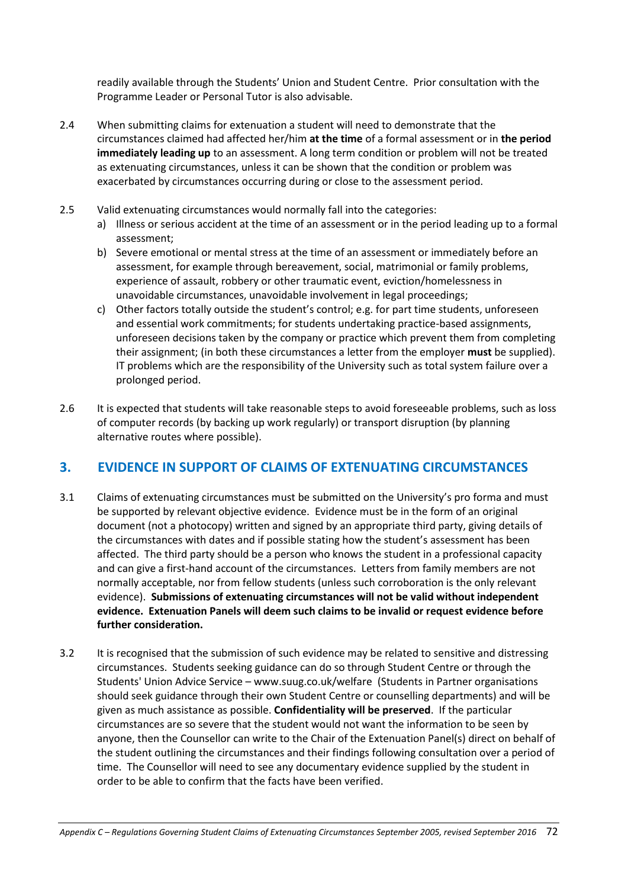readily available through the Students' Union and Student Centre. Prior consultation with the Programme Leader or Personal Tutor is also advisable.

2.4 When submitting claims for extenuation a student will need to demonstrate that the circumstances claimed had affected her/him **at the time** of a formal assessment or in **the period immediately leading up** to an assessment. A long term condition or problem will not be treated as extenuating circumstances, unless it can be shown that the condition or problem was exacerbated by circumstances occurring during or close to the assessment period.

2.5 Valid extenuating circumstances would normally fall into the categories:

a) Illness or serious accident at the time of an assessment or in the period leading up to a formal assessment;
b) Severe emotional or mental stress at the time of an assessment or immediately before an assessment, for example through bereavement, social, matrimonial or family problems, experience of assault, robbery or other traumatic event, eviction/homelessness in unavoidable circumstances, unavoidable involvement in legal proceedings;
c) Other factors totally outside the student's control; e.g. for part time students, unforeseen and essential work commitments; for students undertaking practice-based assignments, unforeseen decisions taken by the company or practice which prevent them from completing their assignment; (in both these circumstances a letter from the employer **must** be supplied). IT problems which are the responsibility of the University such as total system failure over a prolonged period.

2.6 It is expected that students will take reasonable steps to avoid foreseeable problems, such as loss of computer records (by backing up work regularly) or transport disruption (by planning alternative routes where possible).

## 3. EVIDENCE IN SUPPORT OF CLAIMS OF EXTENUATING CIRCUMSTANCES

3.1 Claims of extenuating circumstances must be submitted on the University's pro forma and must be supported by relevant objective evidence. Evidence must be in the form of an original document (not a photocopy) written and signed by an appropriate third party, giving details of the circumstances with dates and if possible stating how the student's assessment has been affected. The third party should be a person who knows the student in a professional capacity and can give a first-hand account of the circumstances. Letters from family members are not normally acceptable, nor from fellow students (unless such corroboration is the only relevant evidence). **Submissions of extenuating circumstances will not be valid without independent evidence. Extenuation Panels will deem such claims to be invalid or request evidence before further consideration.**

3.2 It is recognised that the submission of such evidence may be related to sensitive and distressing circumstances. Students seeking guidance can do so through Student Centre or through the Students' Union Advice Service – www.suug.co.uk/welfare (Students in Partner organisations should seek guidance through their own Student Centre or counselling departments) and will be given as much assistance as possible. **Confidentiality will be preserved**. If the particular circumstances are so severe that the student would not want the information to be seen by anyone, then the Counsellor can write to the Chair of the Extenuation Panel(s) direct on behalf of the student outlining the circumstances and their findings following consultation over a period of time. The Counsellor will need to see any documentary evidence supplied by the student in order to be able to confirm that the facts have been verified.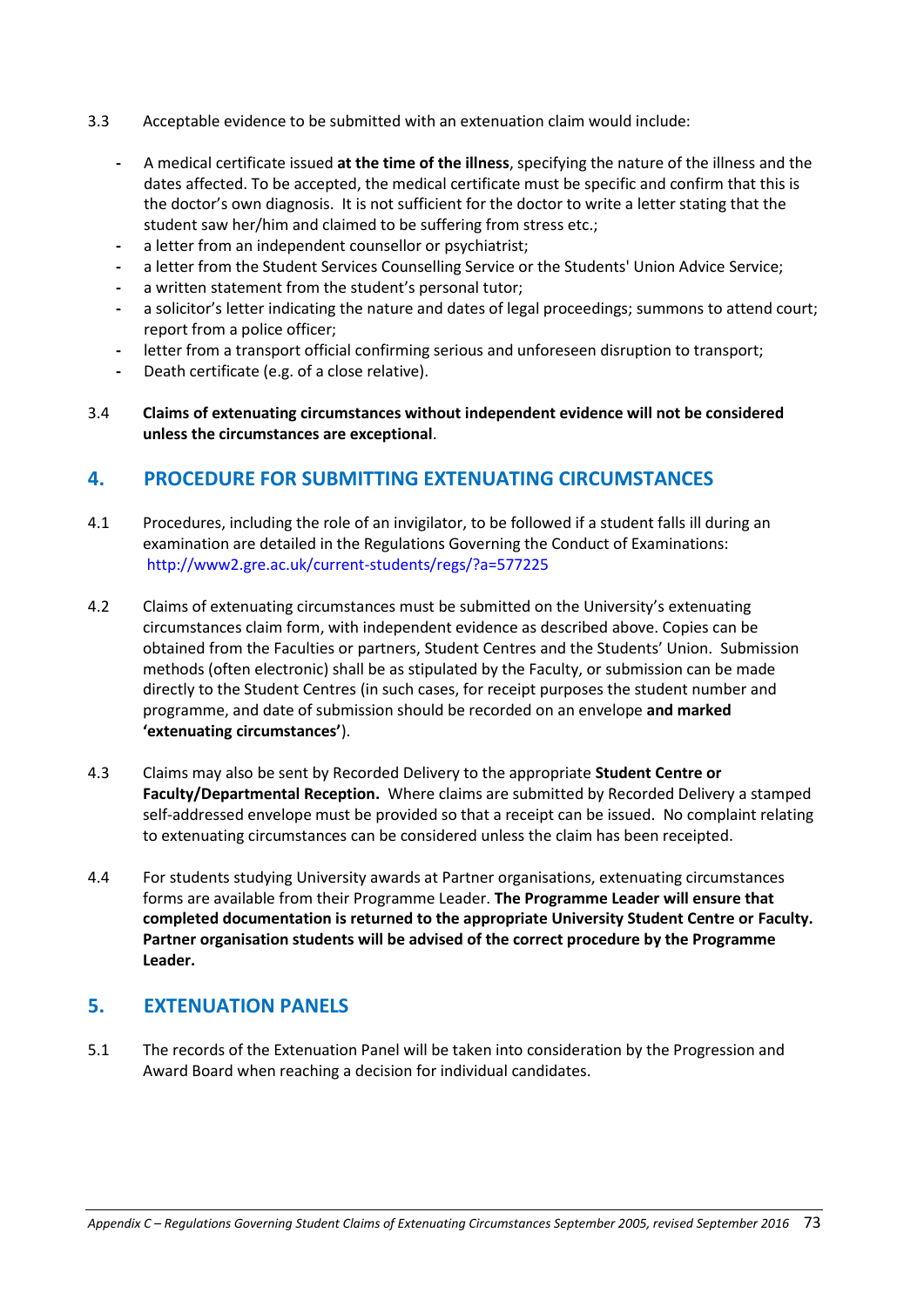3.3 Acceptable evidence to be submitted with an extenuation claim would include:

- A medical certificate issued **at the time of the illness**, specifying the nature of the illness and the dates affected. To be accepted, the medical certificate must be specific and confirm that this is the doctor's own diagnosis. It is not sufficient for the doctor to write a letter stating that the student saw her/him and claimed to be suffering from stress etc.;
- a letter from an independent counsellor or psychiatrist;
- a letter from the Student Services Counselling Service or the Students' Union Advice Service;
- a written statement from the student's personal tutor;
- a solicitor's letter indicating the nature and dates of legal proceedings; summons to attend court; report from a police officer;
- letter from a transport official confirming serious and unforeseen disruption to transport;
- Death certificate (e.g. of a close relative).

3.4 **Claims of extenuating circumstances without independent evidence will not be considered unless the circumstances are exceptional**.

## 4. PROCEDURE FOR SUBMITTING EXTENUATING CIRCUMSTANCES

4.1 Procedures, including the role of an invigilator, to be followed if a student falls ill during an examination are detailed in the Regulations Governing the Conduct of Examinations: http://www2.gre.ac.uk/current-students/regs/?a=577225

4.2 Claims of extenuating circumstances must be submitted on the University's extenuating circumstances claim form, with independent evidence as described above. Copies can be obtained from the Faculties or partners, Student Centres and the Students' Union. Submission methods (often electronic) shall be as stipulated by the Faculty, or submission can be made directly to the Student Centres (in such cases, for receipt purposes the student number and programme, and date of submission should be recorded on an envelope **and marked 'extenuating circumstances'**).

4.3 Claims may also be sent by Recorded Delivery to the appropriate **Student Centre or Faculty/Departmental Reception.** Where claims are submitted by Recorded Delivery a stamped self-addressed envelope must be provided so that a receipt can be issued. No complaint relating to extenuating circumstances can be considered unless the claim has been receipted.

4.4 For students studying University awards at Partner organisations, extenuating circumstances forms are available from their Programme Leader. **The Programme Leader will ensure that completed documentation is returned to the appropriate University Student Centre or Faculty. Partner organisation students will be advised of the correct procedure by the Programme Leader.**

## 5. EXTENUATION PANELS

5.1 The records of the Extenuation Panel will be taken into consideration by the Progression and Award Board when reaching a decision for individual candidates.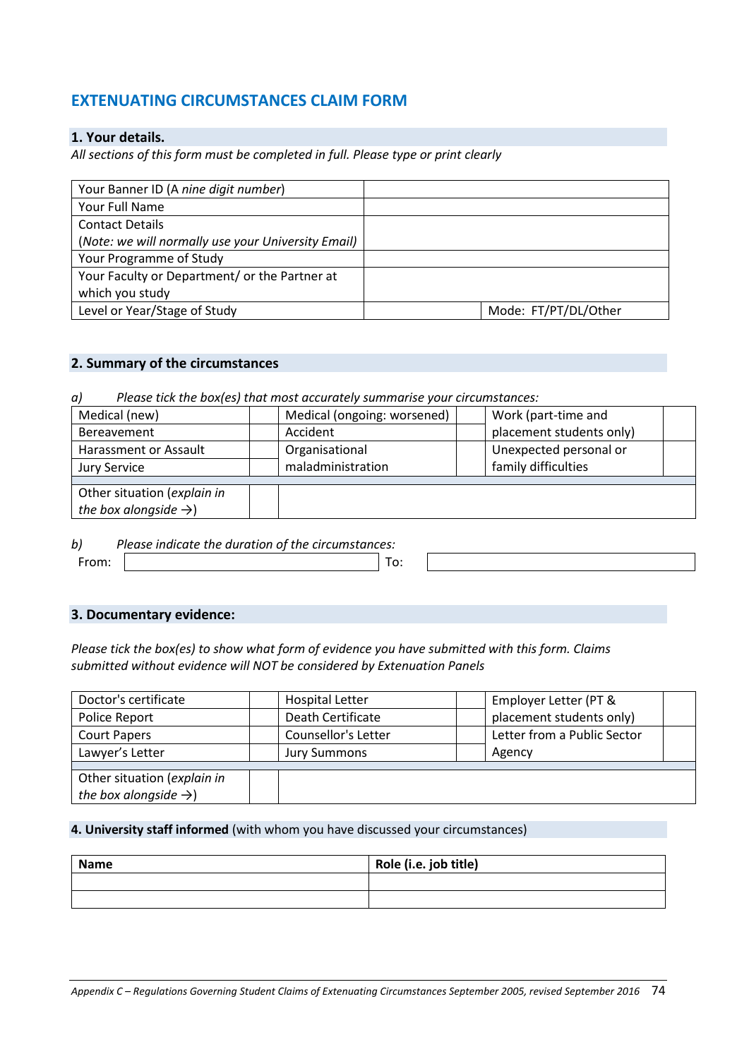## EXTENATING CIRCUMSTANCES CLAIM FORM

### 1. Your details.

*All sections of this form must be completed in full. Please type or print clearly*

| | | |
|---|---|---|
| Your Banner ID (A *nine digit number*) | | |
| Your Full Name | | |
| Contact Details (*Note: we will normally use your University Email)* | | |
| Your Programme of Study | | |
| Your Faculty or Department/ or the Partner at which you study | | |
| Level or Year/Stage of Study | | Mode: FT/PT/DL/Other |

### 2. Summary of the circumstances

a) *Please tick the box(es) that most accurately summarise your circumstances:*

| | | | | | |
|---|---|---|---|---|---|
| Medical (new) | | Medical (ongoing: worsened) | | Work (part-time and placement students only) | |
| Bereavement | | Accident | | | |
| Harassment or Assault | | Organisational maladministration | | Unexpected personal or family difficulties | |
| Jury Service | | | | | |
| Other situation (*explain in the box alongside →*) | | | | | |

b) *Please indicate the duration of the circumstances:*

From: &nbsp;&nbsp;&nbsp;&nbsp;&nbsp;&nbsp;&nbsp;&nbsp;&nbsp;&nbsp; To:

### 3. Documentary evidence:

*Please tick the box(es) to show what form of evidence you have submitted with this form. Claims submitted without evidence will NOT be considered by Extenuation Panels*

| | | | | | |
|---|---|---|---|---|---|
| Doctor's certificate | | Hospital Letter | | Employer Letter (PT & placement students only) | |
| Police Report | | Death Certificate | | | |
| Court Papers | | Counsellor's Letter | | Letter from a Public Sector Agency | |
| Lawyer's Letter | | Jury Summons | | | |
| Other situation (*explain in the box alongside →*) | | | | | |

### 4. University staff informed (with whom you have discussed your circumstances)

| **Name** | **Role (i.e. job title)** |
|---|---|
| | |
| | |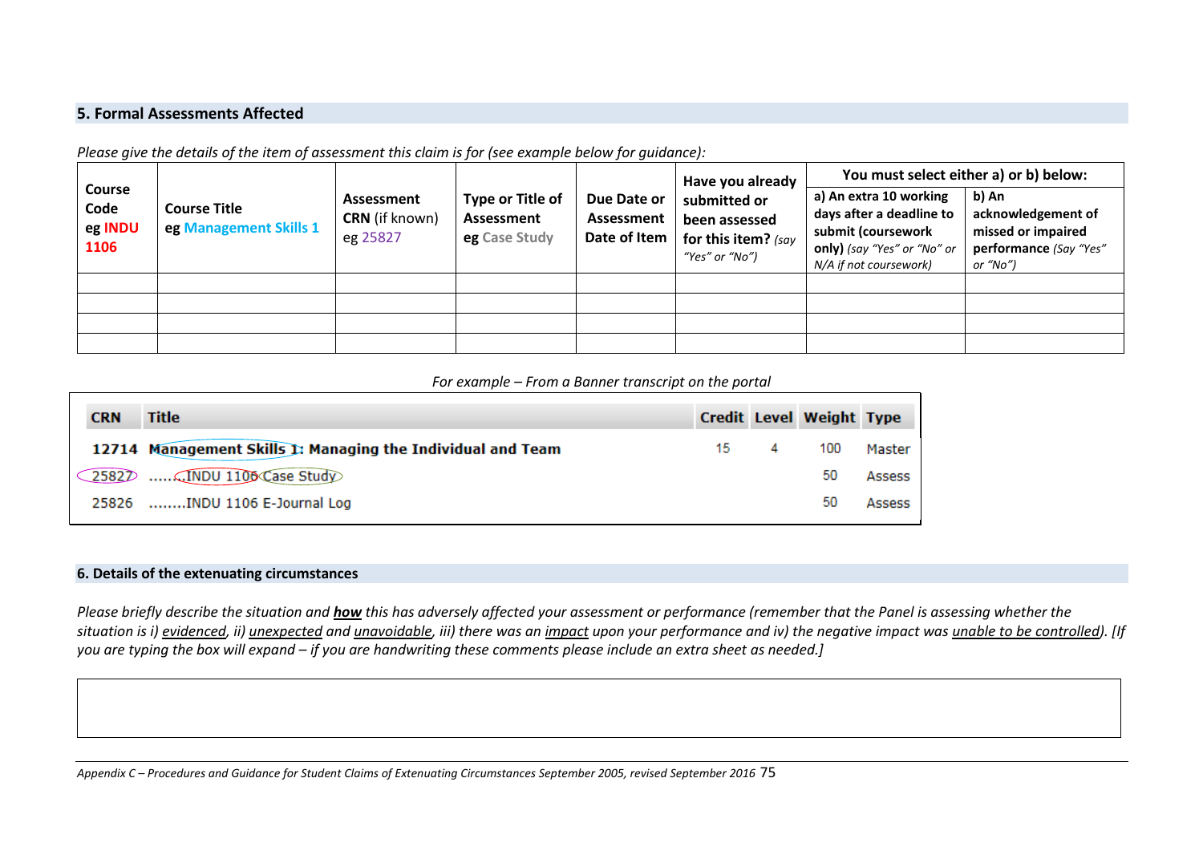## 5. Formal Assessments Affected

*Please give the details of the item of assessment this claim is for (see example below for guidance):*

| Course Code eg INDU 1106 | Course Title eg Management Skills 1 | Assessment CRN (if known) eg 25827 | Type or Title of Assessment eg Case Study | Due Date or Assessment Date of Item | Have you already submitted or been assessed for this item? *(say "Yes" or "No")* | You must select either a) or b) below: a) An extra 10 working days after a deadline to submit (coursework only) *(say "Yes" or "No" or N/A if not coursework)* | b) An acknowledgement of missed or impaired performance *(Say "Yes" or "No")* |
|---|---|---|---|---|---|---|---|
| | | | | | | | |
| | | | | | | | |
| | | | | | | | |
| | | | | | | | |

*For example – From a Banner transcript on the portal*

| CRN | Title | Credit | Level | Weight | Type |
|---|---|---|---|---|---|
| **12714** | **Management Skills 1: Managing the Individual and Team** | 15 | 4 | 100 | Master |
| 25827 | ........INDU 1106 Case Study | | | 50 | Assess |
| 25826 | ........INDU 1106 E-Journal Log | | | 50 | Assess |

## 6. Details of the extenuating circumstances

*Please briefly describe the situation and **how** this has adversely affected your assessment or performance (remember that the Panel is assessing whether the situation is i) evidenced, ii) unexpected and unavoidable, iii) there was an impact upon your performance and iv) the negative impact was unable to be controlled). [If you are typing the box will expand – if you are handwriting these comments please include an extra sheet as needed.]*

| |
|---|
| |

*Appendix C – Procedures and Guidance for Student Claims of Extenuating Circumstances September 2005, revised September 2016*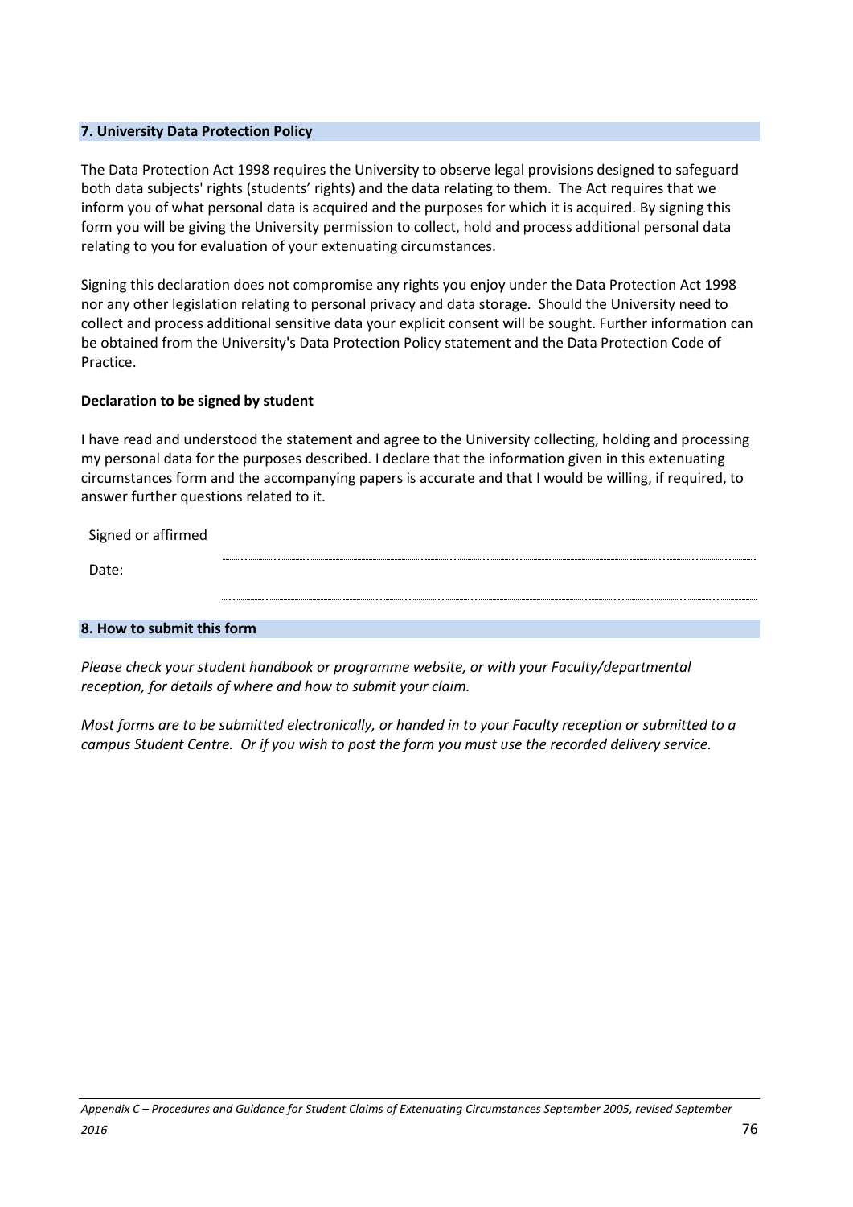## 7. University Data Protection Policy

The Data Protection Act 1998 requires the University to observe legal provisions designed to safeguard both data subjects' rights (students' rights) and the data relating to them. The Act requires that we inform you of what personal data is acquired and the purposes for which it is acquired. By signing this form you will be giving the University permission to collect, hold and process additional personal data relating to you for evaluation of your extenuating circumstances.

Signing this declaration does not compromise any rights you enjoy under the Data Protection Act 1998 nor any other legislation relating to personal privacy and data storage. Should the University need to collect and process additional sensitive data your explicit consent will be sought. Further information can be obtained from the University's Data Protection Policy statement and the Data Protection Code of Practice.

**Declaration to be signed by student**

I have read and understood the statement and agree to the University collecting, holding and processing my personal data for the purposes described. I declare that the information given in this extenuating circumstances form and the accompanying papers is accurate and that I would be willing, if required, to answer further questions related to it.

Signed or affirmed ..............................................................................

Date: ..............................................................................

## 8. How to submit this form

*Please check your student handbook or programme website, or with your Faculty/departmental reception, for details of where and how to submit your claim.*

*Most forms are to be submitted electronically, or handed in to your Faculty reception or submitted to a campus Student Centre. Or if you wish to post the form you must use the recorded delivery service.*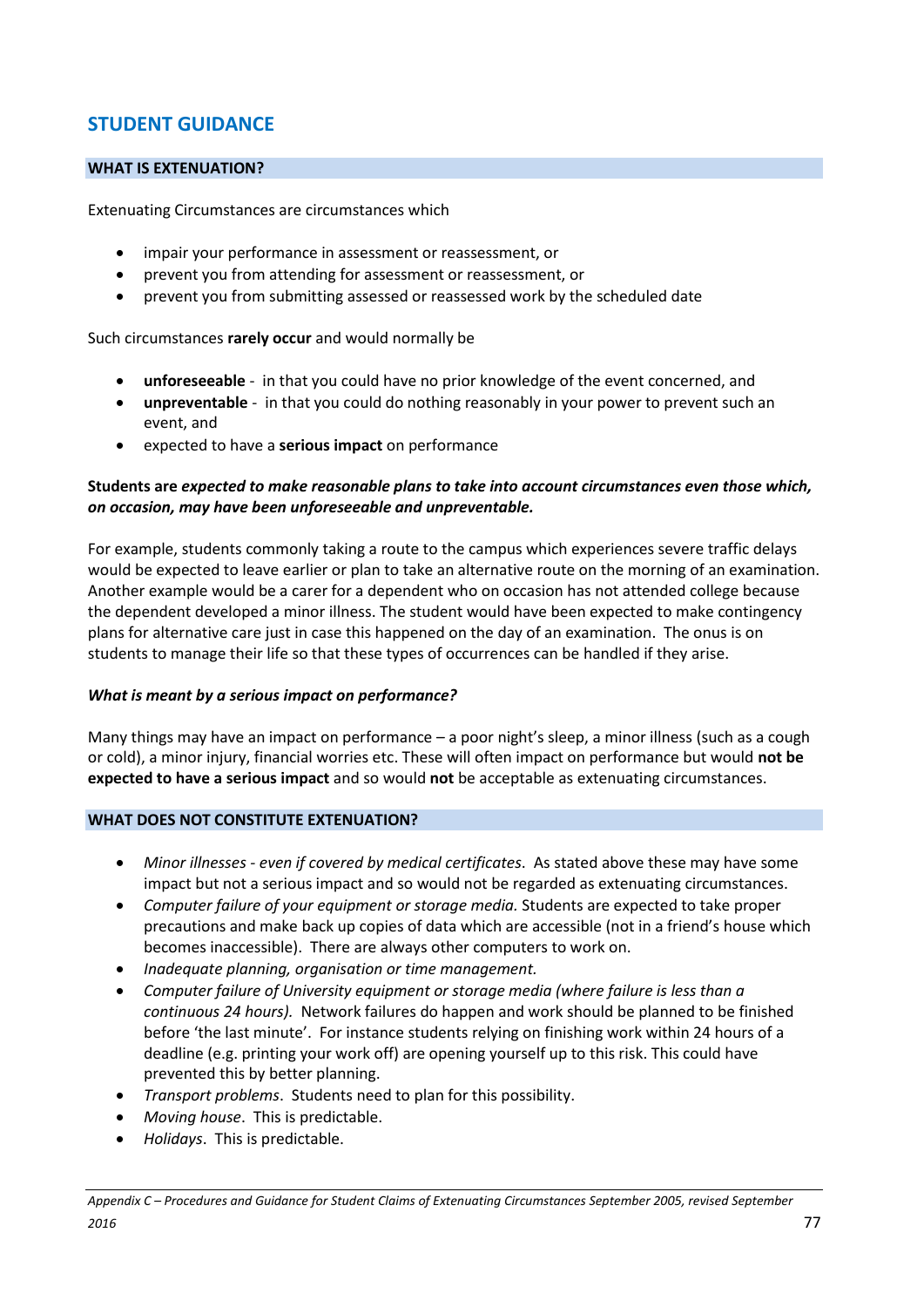# STUDENT GUIDANCE

## WHAT IS EXTENUATION?

Extenuating Circumstances are circumstances which

- impair your performance in assessment or reassessment, or
- prevent you from attending for assessment or reassessment, or
- prevent you from submitting assessed or reassessed work by the scheduled date

Such circumstances **rarely occur** and would normally be

- **unforeseeable** - in that you could have no prior knowledge of the event concerned, and
- **unpreventable** - in that you could do nothing reasonably in your power to prevent such an event, and
- expected to have a **serious impact** on performance

**Students are *expected to make reasonable plans to take into account circumstances even those which, on occasion, may have been unforeseeable and unpreventable.***

For example, students commonly taking a route to the campus which experiences severe traffic delays would be expected to leave earlier or plan to take an alternative route on the morning of an examination. Another example would be a carer for a dependent who on occasion has not attended college because the dependent developed a minor illness. The student would have been expected to make contingency plans for alternative care just in case this happened on the day of an examination. The onus is on students to manage their life so that these types of occurrences can be handled if they arise.

***What is meant by a serious impact on performance?***

Many things may have an impact on performance – a poor night's sleep, a minor illness (such as a cough or cold), a minor injury, financial worries etc. These will often impact on performance but would **not be expected to have a serious impact** and so would **not** be acceptable as extenuating circumstances.

## WHAT DOES NOT CONSTITUTE EXTENUATION?

- *Minor illnesses - even if covered by medical certificates*. As stated above these may have some impact but not a serious impact and so would not be regarded as extenuating circumstances.
- *Computer failure of your equipment or storage media.* Students are expected to take proper precautions and make back up copies of data which are accessible (not in a friend's house which becomes inaccessible). There are always other computers to work on.
- *Inadequate planning, organisation or time management.*
- *Computer failure of University equipment or storage media (where failure is less than a continuous 24 hours).* Network failures do happen and work should be planned to be finished before 'the last minute'. For instance students relying on finishing work within 24 hours of a deadline (e.g. printing your work off) are opening yourself up to this risk. This could have prevented this by better planning.
- *Transport problems*. Students need to plan for this possibility.
- *Moving house*. This is predictable.
- *Holidays*. This is predictable.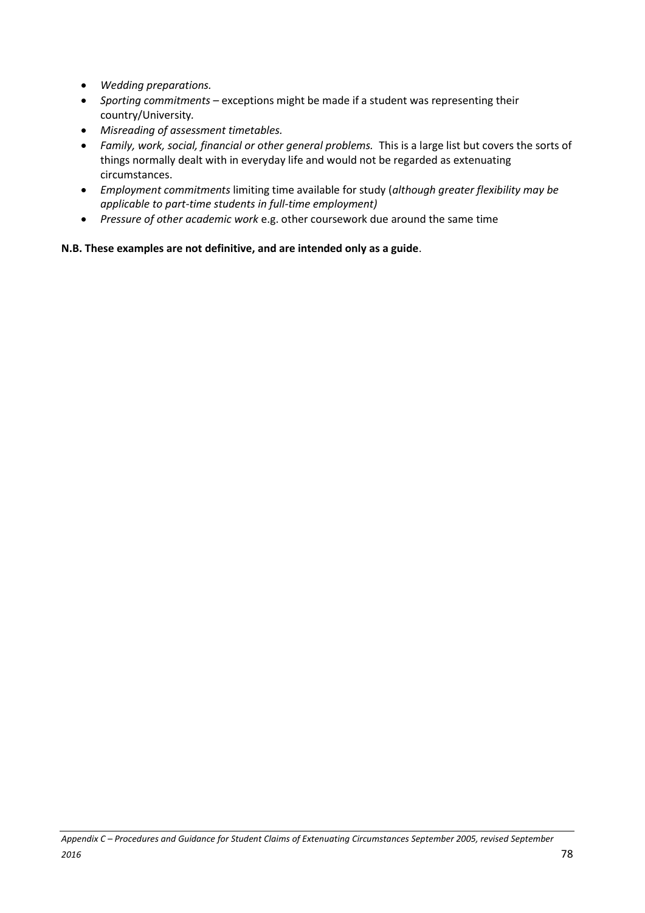- *Wedding preparations.*
- *Sporting commitments* – exceptions might be made if a student was representing their country/University.
- *Misreading of assessment timetables.*
- *Family, work, social, financial or other general problems.* This is a large list but covers the sorts of things normally dealt with in everyday life and would not be regarded as extenuating circumstances.
- *Employment commitments* limiting time available for study (*although greater flexibility may be applicable to part-time students in full-time employment)*
- *Pressure of other academic work* e.g. other coursework due around the same time

**N.B. These examples are not definitive, and are intended only as a guide**.